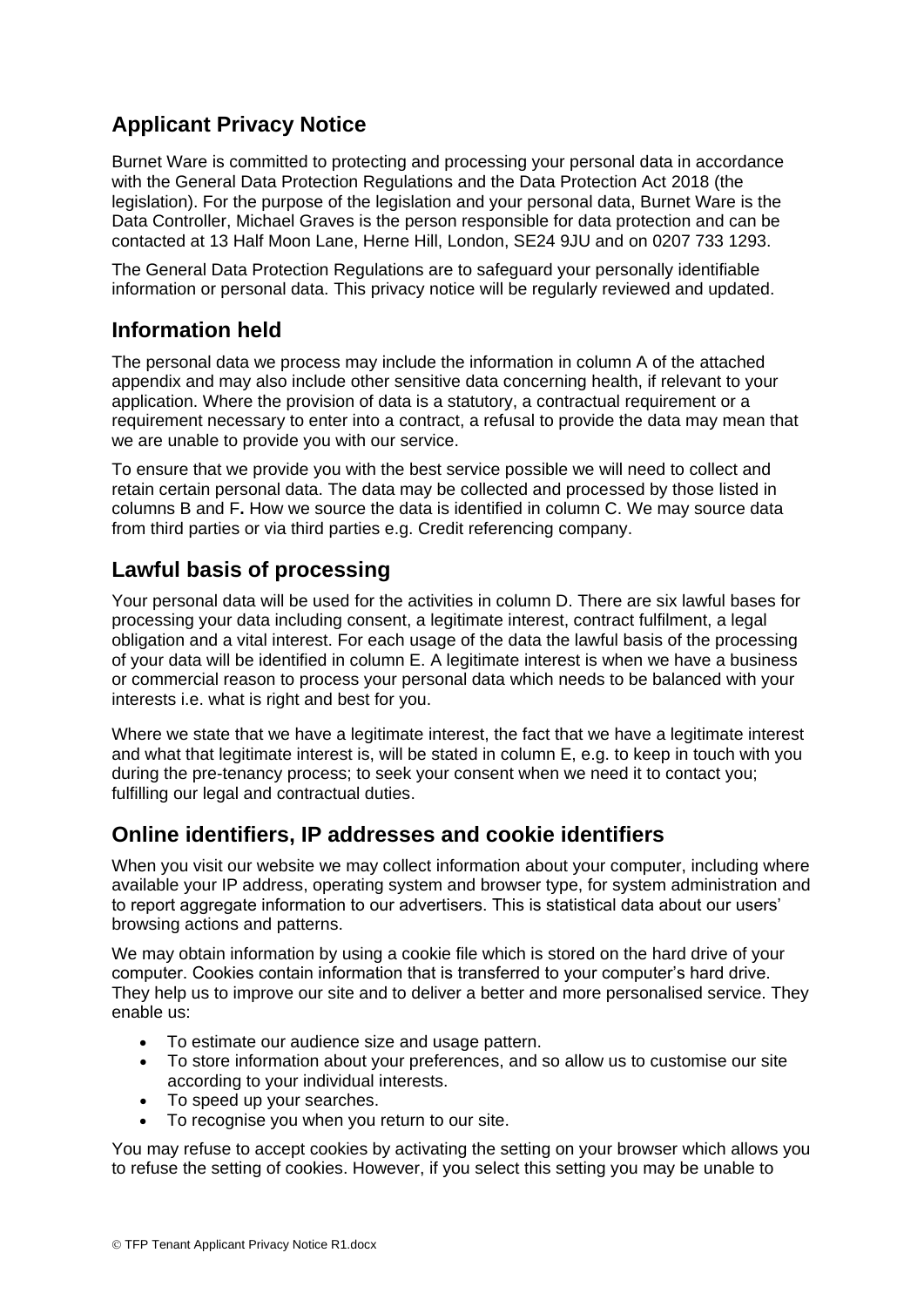## Applicant Privacy Notice

Burnet Ware is committed to protecting and processing your personal data in accordance with the General Data Protection Regulations and the Data Protection Act 2018 (the legislation). For the purpose of the legislation and your personal data, Burnet Ware is the Data Controller, Michael Graves is the person responsible for data protection and can be contacted at 13 Half Moon Lane, Herne Hill, London, SE24 9JU and on 0207 733 1293.

The General Data Protection Regulations are to safeguard your personally identifiable information or personal data. This privacy notice will be regularly reviewed and updated.

## Information held

The personal data we process may include the information in column A of the attached appendix and may also include other sensitive data concerning health, if relevant to your application. Where the provision of data is a statutory, a contractual requirement or a requirement necessary to enter into a contract, a refusal to provide the data may mean that we are unable to provide you with our service.

To ensure that we provide you with the best service possible we will need to collect and retain certain personal data. The data may be collected and processed by those listed in columns B and F**.** How we source the data is identified in column C. We may source data from third parties or via third parties e.g. Credit referencing company.

## Lawful basis of processing

Your personal data will be used for the activities in column D. There are six lawful bases for processing your data including consent, a legitimate interest, contract fulfilment, a legal obligation and a vital interest. For each usage of the data the lawful basis of the processing of your data will be identified in column E. A legitimate interest is when we have a business or commercial reason to process your personal data which needs to be balanced with your interests i.e. what is right and best for you.

Where we state that we have a legitimate interest, the fact that we have a legitimate interest and what that legitimate interest is, will be stated in column E, e.g. to keep in touch with you during the pre-tenancy process; to seek your consent when we need it to contact you; fulfilling our legal and contractual duties.

## Online identifiers, IP addresses and cookie identifiers

When you visit our website we may collect information about your computer, including where available your IP address, operating system and browser type, for system administration and to report aggregate information to our advertisers. This is statistical data about our users' browsing actions and patterns.

We may obtain information by using a cookie file which is stored on the hard drive of your computer. Cookies contain information that is transferred to your computer's hard drive. They help us to improve our site and to deliver a better and more personalised service. They enable us:

- To estimate our audience size and usage pattern.
- To store information about your preferences, and so allow us to customise our site according to your individual interests.
- To speed up your searches.
- To recognise you when you return to our site.

You may refuse to accept cookies by activating the setting on your browser which allows you to refuse the setting of cookies. However, if you select this setting you may be unable to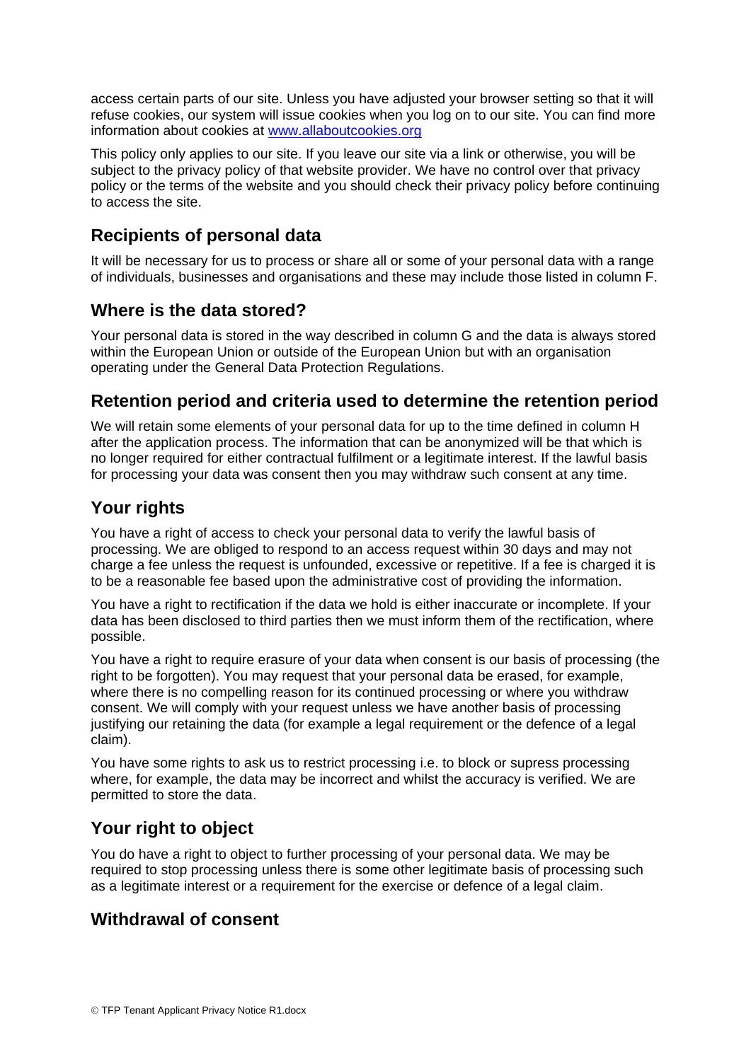access certain parts of our site. Unless you have adjusted your browser setting so that it will refuse cookies, our system will issue cookies when you log on to our site. You can find more information about cookies at [www.allaboutcookies.org](http://www.allaboutcookies.org)

This policy only applies to our site. If you leave our site via a link or otherwise, you will be subject to the privacy policy of that website provider. We have no control over that privacy policy or the terms of the website and you should check their privacy policy before continuing to access the site.

## Recipients of personal data

It will be necessary for us to process or share all or some of your personal data with a range of individuals, businesses and organisations and these may include those listed in column F.

## Where is the data stored?

Your personal data is stored in the way described in column G and the data is always stored within the European Union or outside of the European Union but with an organisation operating under the General Data Protection Regulations.

## Retention period and criteria used to determine the retention period

We will retain some elements of your personal data for up to the time defined in column H after the application process. The information that can be anonymized will be that which is no longer required for either contractual fulfilment or a legitimate interest. If the lawful basis for processing your data was consent then you may withdraw such consent at any time.

## Your rights

You have a right of access to check your personal data to verify the lawful basis of processing. We are obliged to respond to an access request within 30 days and may not charge a fee unless the request is unfounded, excessive or repetitive. If a fee is charged it is to be a reasonable fee based upon the administrative cost of providing the information.

You have a right to rectification if the data we hold is either inaccurate or incomplete. If your data has been disclosed to third parties then we must inform them of the rectification, where possible.

You have a right to require erasure of your data when consent is our basis of processing (the right to be forgotten). You may request that your personal data be erased, for example, where there is no compelling reason for its continued processing or where you withdraw consent. We will comply with your request unless we have another basis of processing justifying our retaining the data (for example a legal requirement or the defence of a legal claim).

You have some rights to ask us to restrict processing i.e. to block or supress processing where, for example, the data may be incorrect and whilst the accuracy is verified. We are permitted to store the data.

## Your right to object

You do have a right to object to further processing of your personal data. We may be required to stop processing unless there is some other legitimate basis of processing such as a legitimate interest or a requirement for the exercise or defence of a legal claim.

## Withdrawal of consent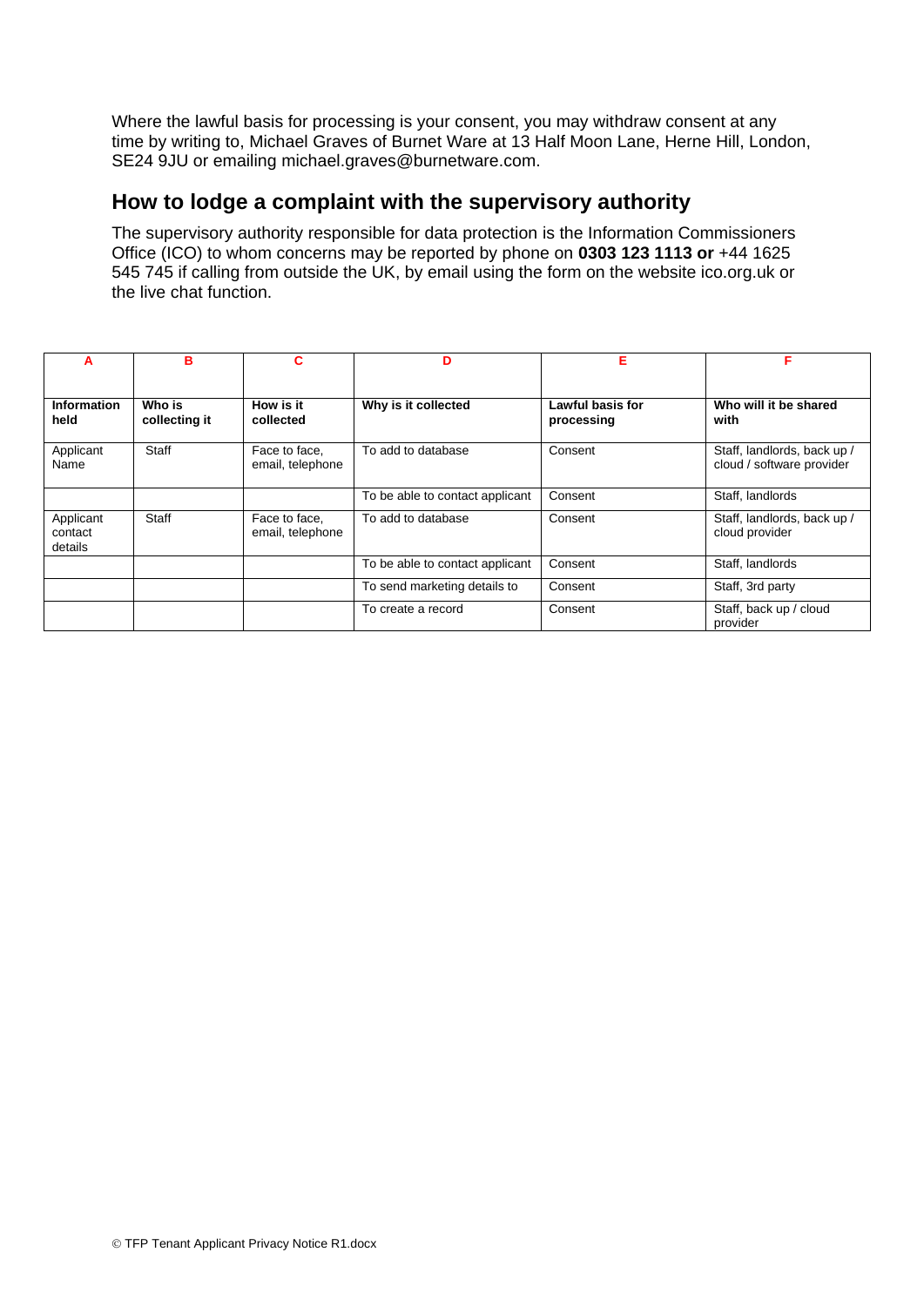Where the lawful basis for processing is your consent, you may withdraw consent at any time by writing to, Michael Graves of Burnet Ware at 13 Half Moon Lane, Herne Hill, London, SE24 9JU or emailing michael.graves@burnetware.com.

## How to lodge a complaint with the supervisory authority

The supervisory authority responsible for data protection is the Information Commissioners Office (ICO) to whom concerns may be reported by phone on **0303 123 1113 or** +44 1625 545 745 if calling from outside the UK, by email using the form on the website ico.org.uk or the live chat function.

| A | B | C | D | E | F |
|---|---|---|---|---|---|
| **Information held** | **Who is collecting it** | **How is it collected** | **Why is it collected** | **Lawful basis for processing** | **Who will it be shared with** |
| Applicant Name | Staff | Face to face, email, telephone | To add to database | Consent | Staff, landlords, back up / cloud / software provider |
| | | | To be able to contact applicant | Consent | Staff, landlords |
| Applicant contact details | Staff | Face to face, email, telephone | To add to database | Consent | Staff, landlords, back up / cloud provider |
| | | | To be able to contact applicant | Consent | Staff, landlords |
| | | | To send marketing details to | Consent | Staff, 3rd party |
| | | | To create a record | Consent | Staff, back up / cloud provider |

© TFP Tenant Applicant Privacy Notice R1.docx